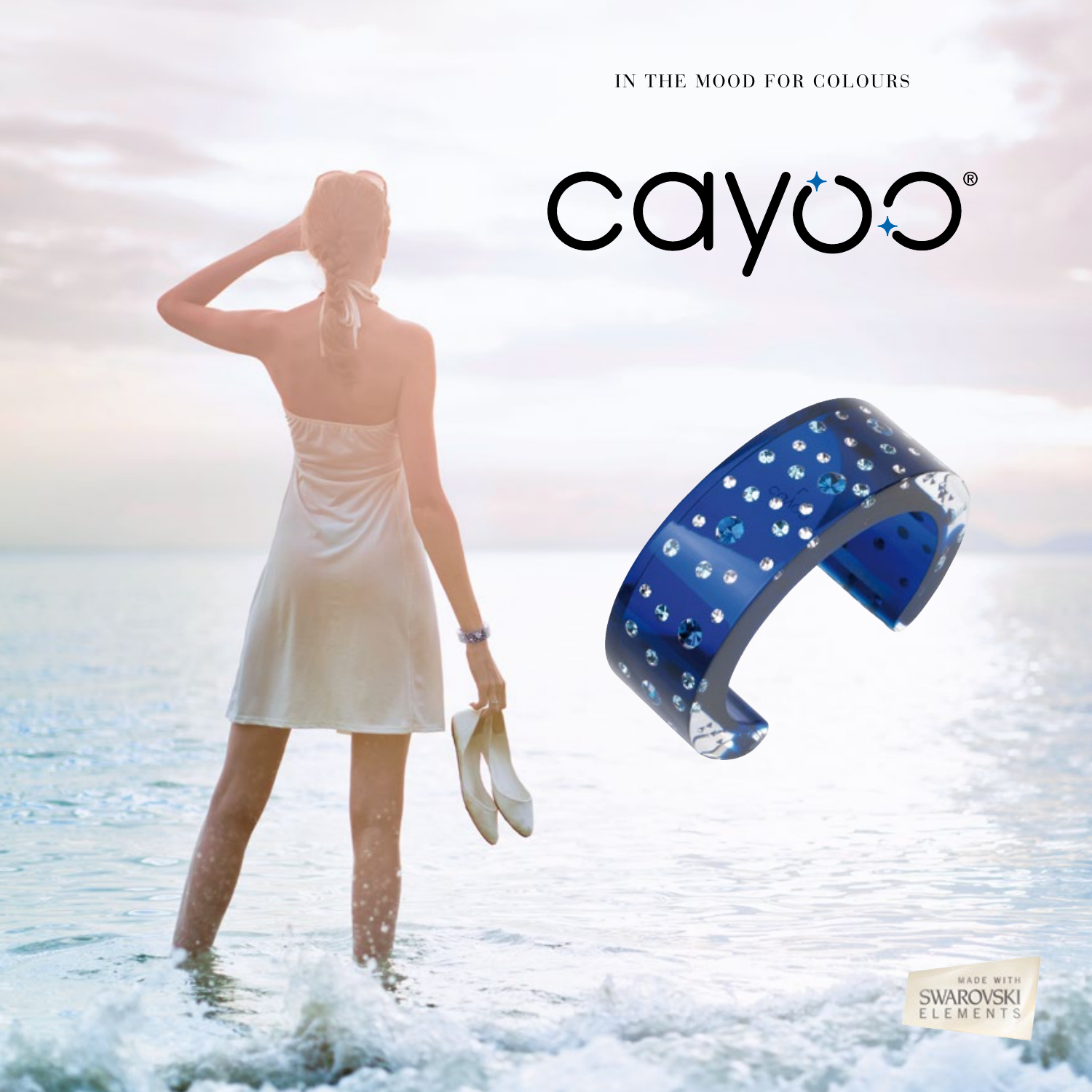IN THE MOOD FOR COLOURS

# cayoo®

MADE WITH SWAROVSKI ELEMENTS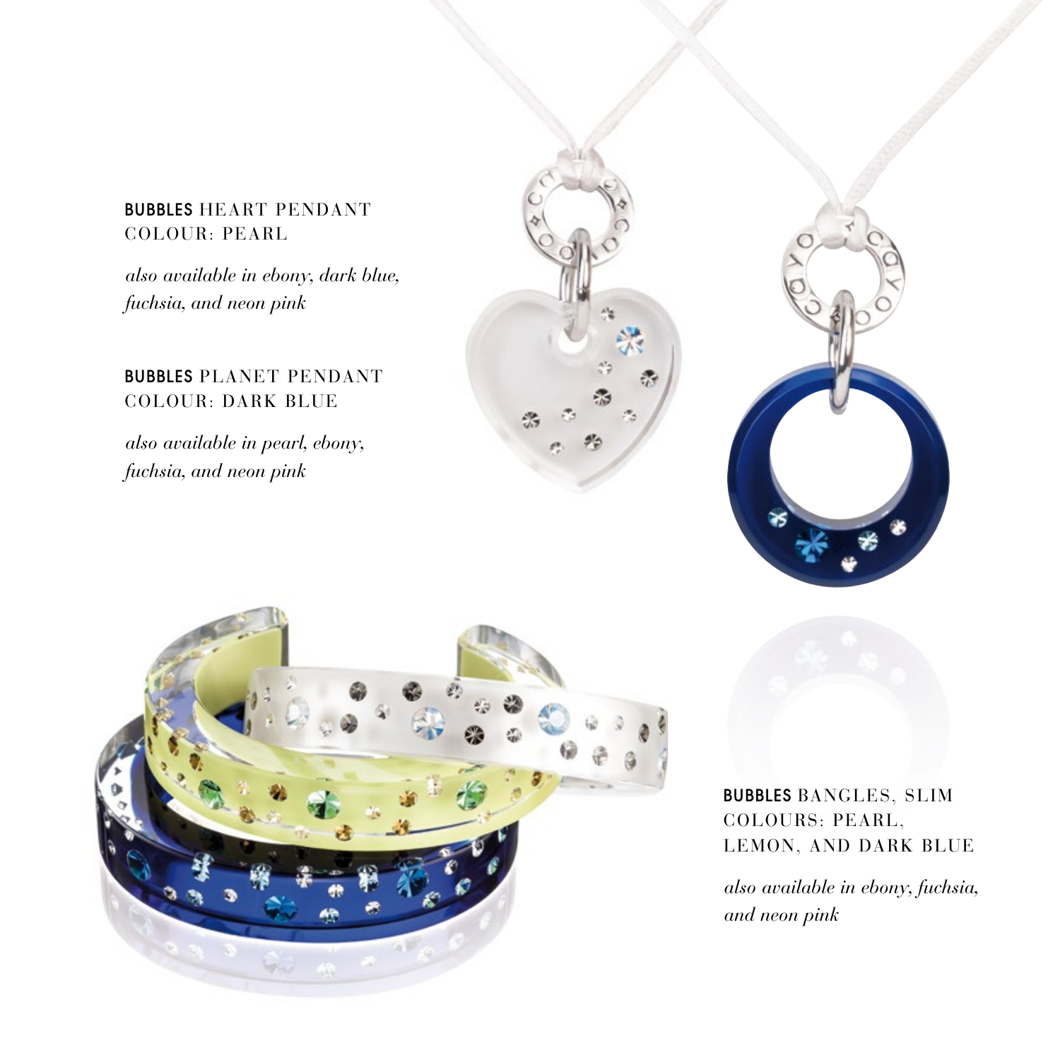**BUBBLES** HEART PENDANT
COLOUR: PEARL

*also available in ebony, dark blue, fuchsia, and neon pink*

**BUBBLES** PLANET PENDANT
COLOUR: DARK BLUE

*also available in pearl, ebony, fuchsia, and neon pink*

**BUBBLES** BANGLES, SLIM
COLOURS: PEARL, LEMON, AND DARK BLUE

*also available in ebony, fuchsia, and neon pink*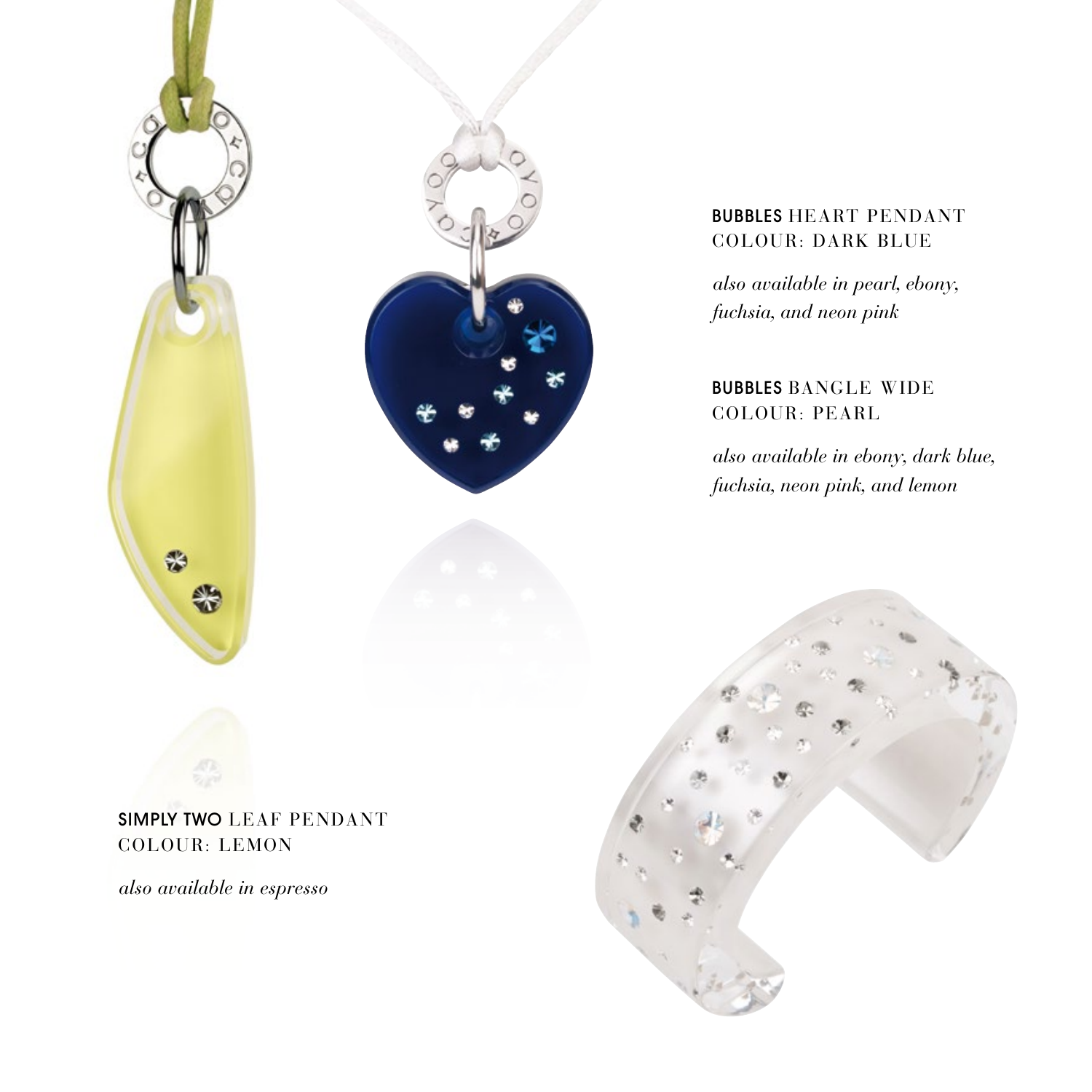**BUBBLES** HEART PENDANT
COLOUR: DARK BLUE

*also available in pearl, ebony, fuchsia, and neon pink*

**BUBBLES** BANGLE WIDE
COLOUR: PEARL

*also available in ebony, dark blue, fuchsia, neon pink, and lemon*

**SIMPLY TWO** LEAF PENDANT
COLOUR: LEMON

*also available in espresso*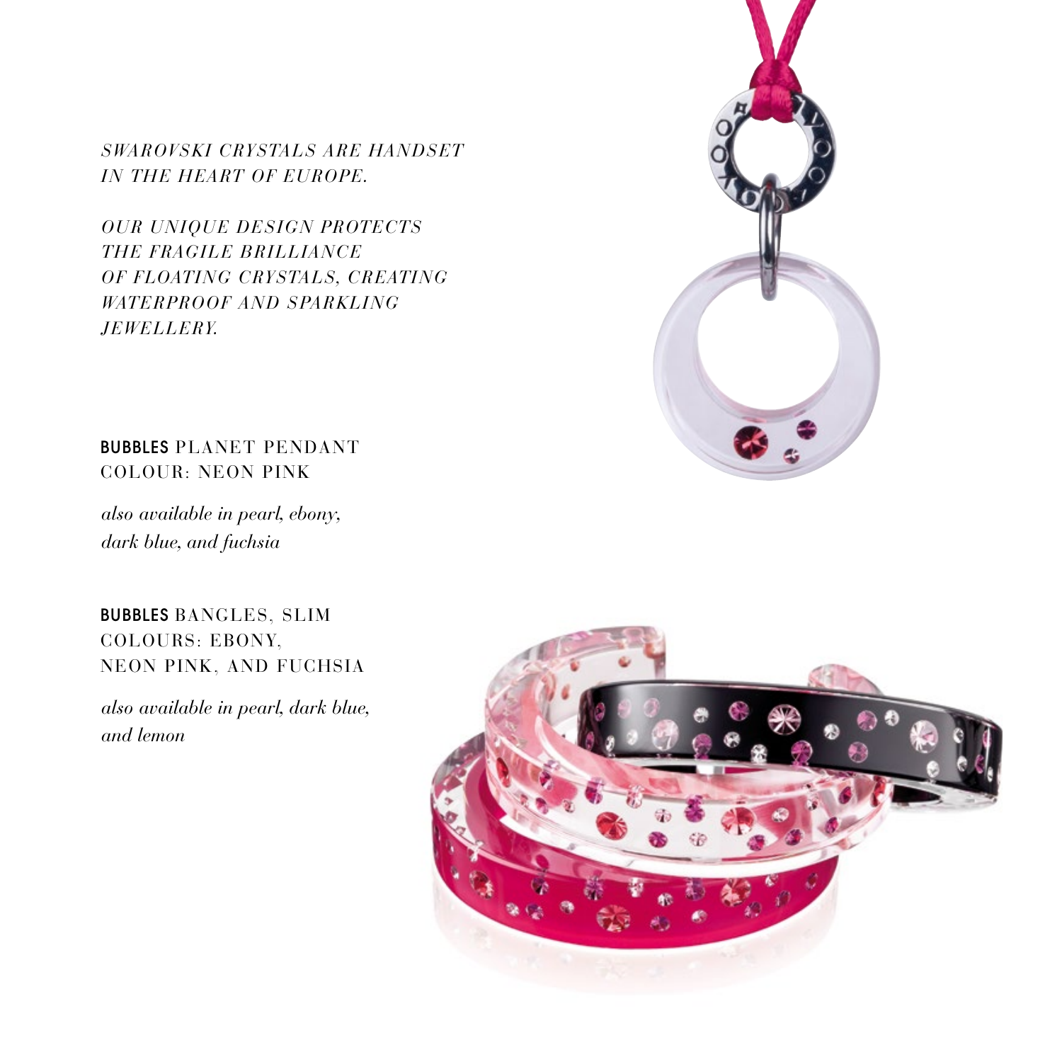*SWAROVSKI CRYSTALS ARE HANDSET IN THE HEART OF EUROPE.*

*OUR UNIQUE DESIGN PROTECTS THE FRAGILE BRILLIANCE OF FLOATING CRYSTALS, CREATING WATERPROOF AND SPARKLING JEWELLERY.*

**BUBBLES** PLANET PENDANT
COLOUR: NEON PINK

*also available in pearl, ebony, dark blue, and fuchsia*

**BUBBLES** BANGLES, SLIM
COLOURS: EBONY, NEON PINK, AND FUCHSIA

*also available in pearl, dark blue, and lemon*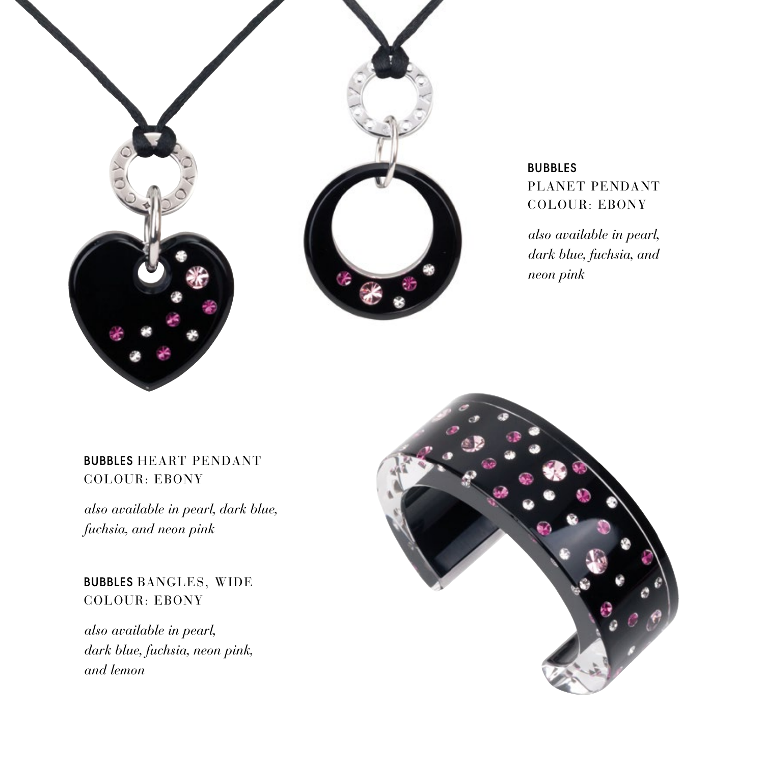**BUBBLES**
PLANET PENDANT
COLOUR: EBONY

*also available in pearl, dark blue, fuchsia, and neon pink*

**BUBBLES** HEART PENDANT
COLOUR: EBONY

*also available in pearl, dark blue, fuchsia, and neon pink*

**BUBBLES** BANGLES, WIDE
COLOUR: EBONY

*also available in pearl, dark blue, fuchsia, neon pink, and lemon*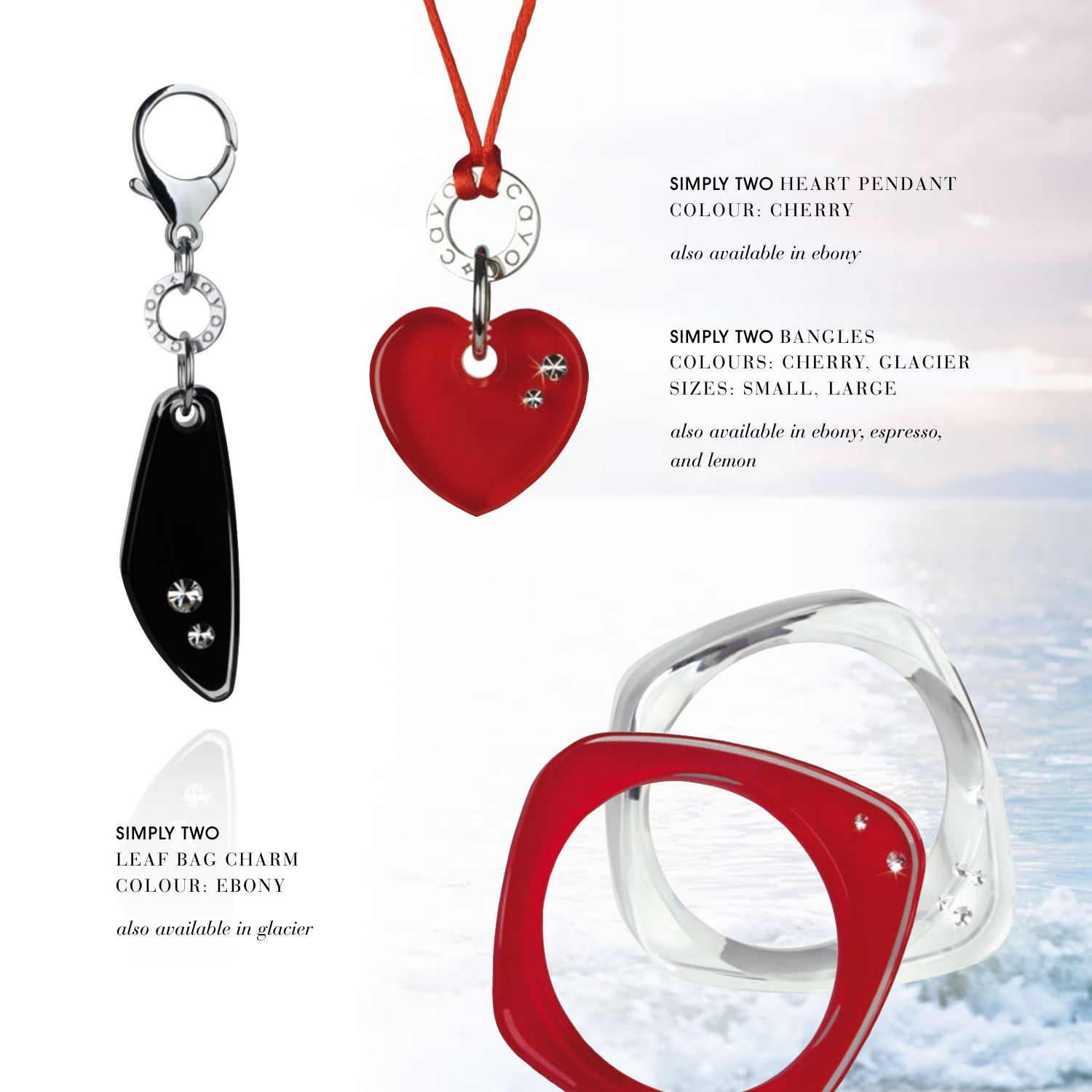**SIMPLY TWO** HEART PENDANT
COLOUR: CHERRY

*also available in ebony*

**SIMPLY TWO** BANGLES
COLOURS: CHERRY, GLACIER
SIZES: SMALL, LARGE

*also available in ebony, espresso, and lemon*

**SIMPLY TWO**
LEAF BAG CHARM
COLOUR: EBONY

*also available in glacier*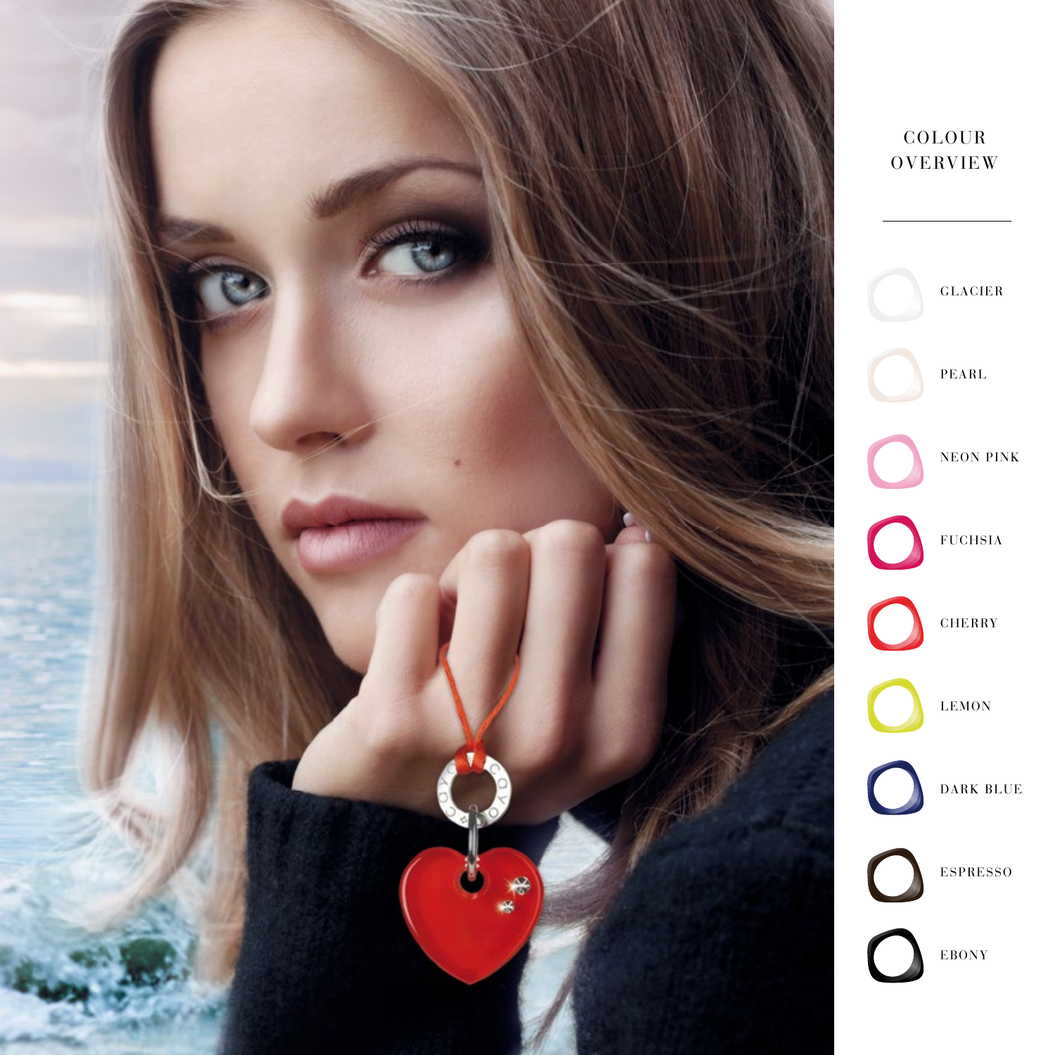# COLOUR OVERVIEW

- GLACIER
- PEARL
- NEON PINK
- FUCHSIA
- CHERRY
- LEMON
- DARK BLUE
- ESPRESSO
- EBONY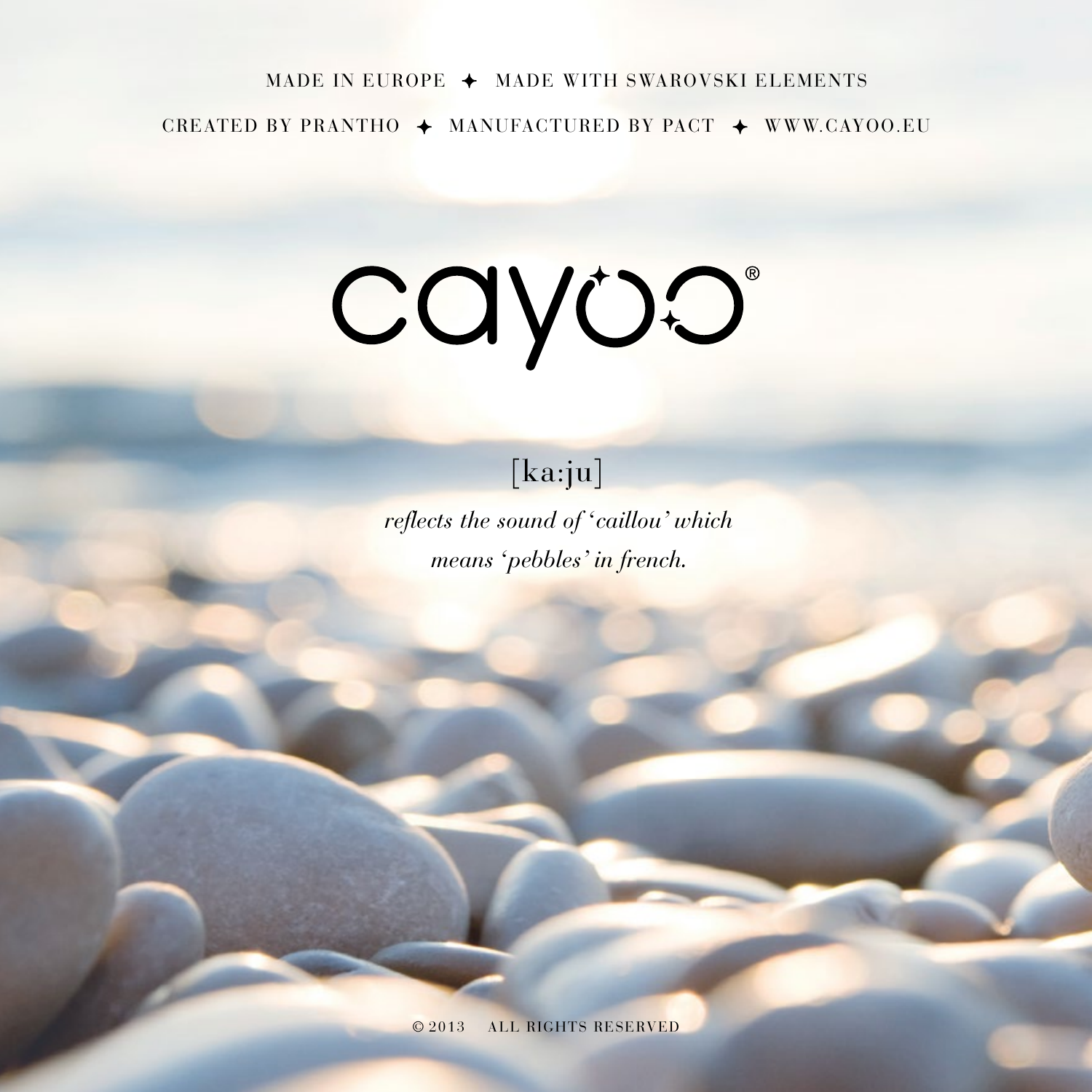MADE IN EUROPE ✦ MADE WITH SWAROVSKI ELEMENTS

CREATED BY PRANTHO ✦ MANUFACTURED BY PACT ✦ WWW.CAYOO.EU

# cayoo®

[ka:ju]

*reflects the sound of 'caillou' which means 'pebbles' in french.*

© 2013 ALL RIGHTS RESERVED